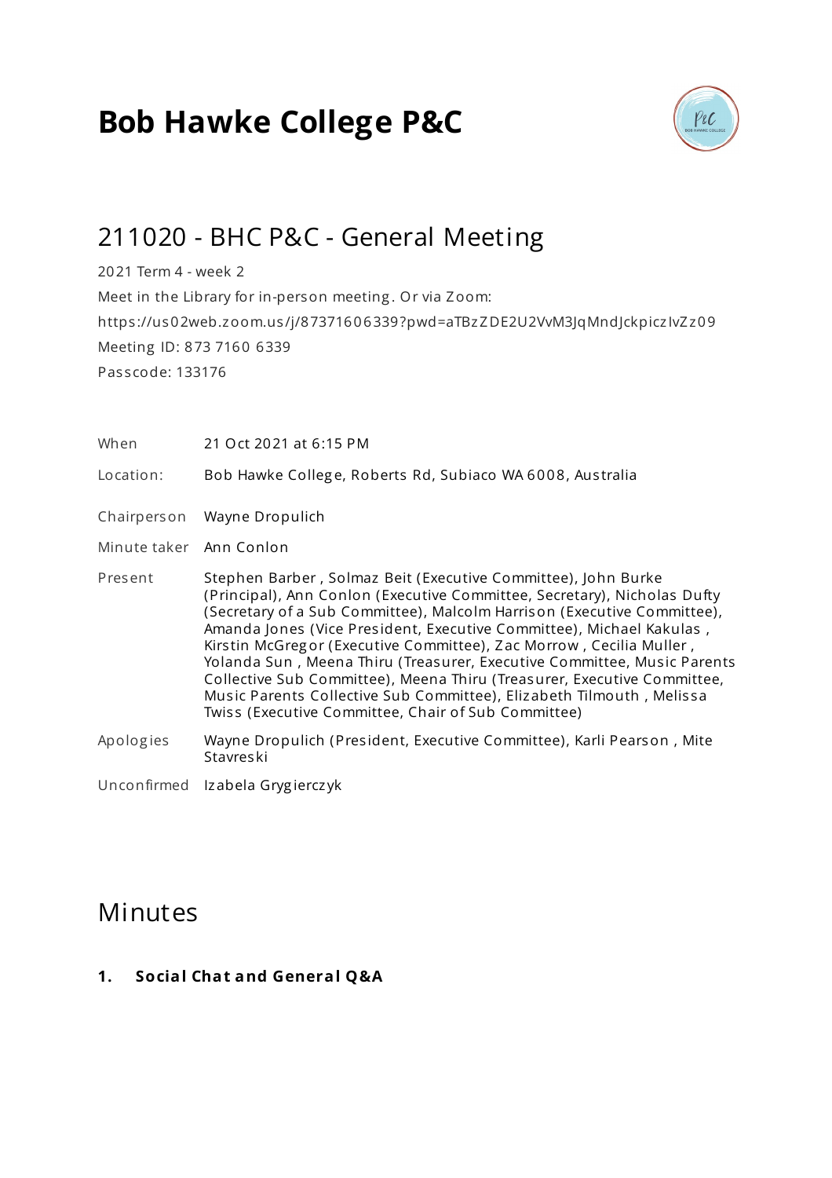# Bob Hawke College P&C

## 211020 - BHC P&C - General Meeting

2021 Term 4 - week 2

Meet in the Library for in-person meeting. Or via Zoom:

https://us02web.zoom.us/j/87371606339?pwd=aTBzZDE2U2VvM3JqMndJckpiczIvZz09

Meeting ID: 873 7160 6339

Passcode: 133176

| | |
|---|---|
| When | 21 Oct 2021 at 6:15 PM |
| Location: | Bob Hawke College, Roberts Rd, Subiaco WA 6008, Australia |
| Chairperson | Wayne Dropulich |
| Minute taker | Ann Conlon |
| Present | Stephen Barber , Solmaz Beit (Executive Committee), John Burke (Principal), Ann Conlon (Executive Committee, Secretary), Nicholas Dufty (Secretary of a Sub Committee), Malcolm Harrison (Executive Committee), Amanda Jones (Vice President, Executive Committee), Michael Kakulas , Kirstin McGregor (Executive Committee), Zac Morrow , Cecilia Muller , Yolanda Sun , Meena Thiru (Treasurer, Executive Committee, Music Parents Collective Sub Committee), Meena Thiru (Treasurer, Executive Committee, Music Parents Collective Sub Committee), Elizabeth Tilmouth , Melissa Twiss (Executive Committee, Chair of Sub Committee) |
| Apologies | Wayne Dropulich (President, Executive Committee), Karli Pearson , Mite Stavreski |
| Unconfirmed | Izabela Grygierczyk |

## Minutes

**1. Social Chat and General Q&A**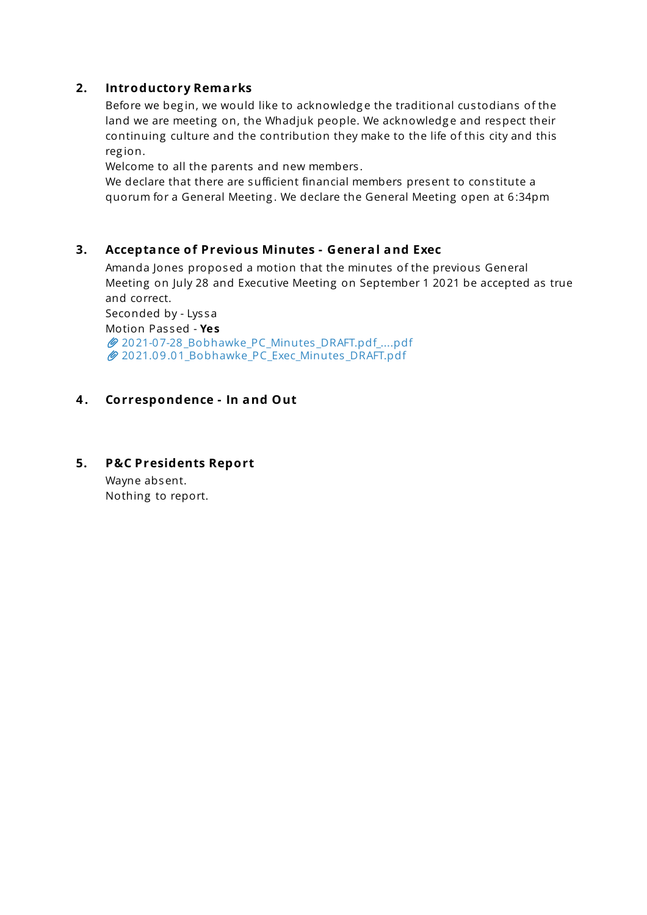## 2. Introductory Remarks

Before we begin, we would like to acknowledge the traditional custodians of the land we are meeting on, the Whadjuk people. We acknowledge and respect their continuing culture and the contribution they make to the life of this city and this region.

Welcome to all the parents and new members.

We declare that there are sufficient financial members present to constitute a quorum for a General Meeting. We declare the General Meeting open at 6:34pm

## 3. Acceptance of Previous Minutes - General and Exec

Amanda Jones proposed a motion that the minutes of the previous General Meeting on July 28 and Executive Meeting on September 1 2021 be accepted as true and correct.

Seconded by - Lyssa

Motion Passed - **Yes**

2021-07-28_Bobhawke_PC_Minutes_DRAFT.pdf_....pdf

2021.09.01_Bobhawke_PC_Exec_Minutes_DRAFT.pdf

## 4. Correspondence - In and Out

## 5. P&C Presidents Report

Wayne absent.

Nothing to report.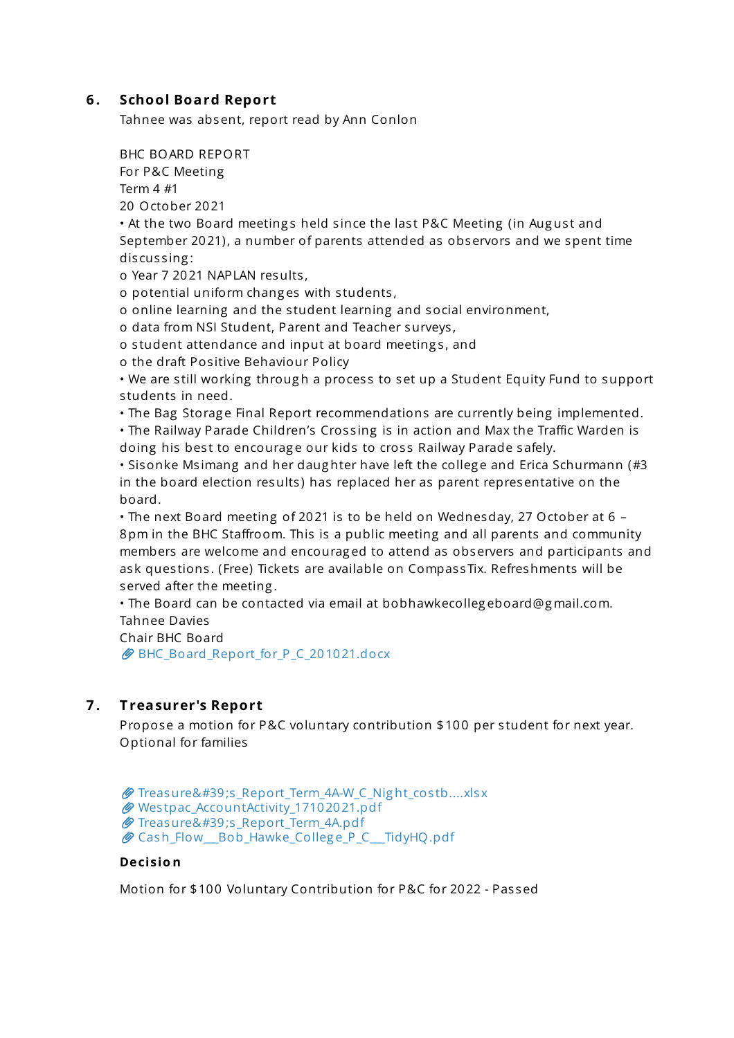## 6. School Board Report

Tahnee was absent, report read by Ann Conlon

BHC BOARD REPORT
For P&C Meeting
Term 4 #1
20 October 2021

- At the two Board meetings held since the last P&C Meeting (in August and September 2021), a number of parents attended as observors and we spent time discussing:
  - Year 7 2021 NAPLAN results,
  - potential uniform changes with students,
  - online learning and the student learning and social environment,
  - data from NSI Student, Parent and Teacher surveys,
  - student attendance and input at board meetings, and
  - the draft Positive Behaviour Policy
- We are still working through a process to set up a Student Equity Fund to support students in need.
- The Bag Storage Final Report recommendations are currently being implemented.
- The Railway Parade Children's Crossing is in action and Max the Traffic Warden is doing his best to encourage our kids to cross Railway Parade safely.
- Sisonke Msimang and her daughter have left the college and Erica Schurmann (#3 in the board election results) has replaced her as parent representative on the board.
- The next Board meeting of 2021 is to be held on Wednesday, 27 October at 6 – 8pm in the BHC Staffroom. This is a public meeting and all parents and community members are welcome and encouraged to attend as observers and participants and ask questions. (Free) Tickets are available on CompassTix. Refreshments will be served after the meeting.
- The Board can be contacted via email at bobhawkecollegeboard@gmail.com.

Tahnee Davies
Chair BHC Board

📎 BHC_Board_Report_for_P_C_201021.docx

## 7. Treasurer's Report

Propose a motion for P&C voluntary contribution $100 per student for next year. Optional for families

📎 Treasure&#39;s_Report_Term_4A-W_C_Night_costb....xlsx
📎 Westpac_AccountActivity_17102021.pdf
📎 Treasure&#39;s_Report_Term_4A.pdf
📎 Cash_Flow__Bob_Hawke_College_P_C__TidyHQ.pdf

**Decision**

Motion for $100 Voluntary Contribution for P&C for 2022 - Passed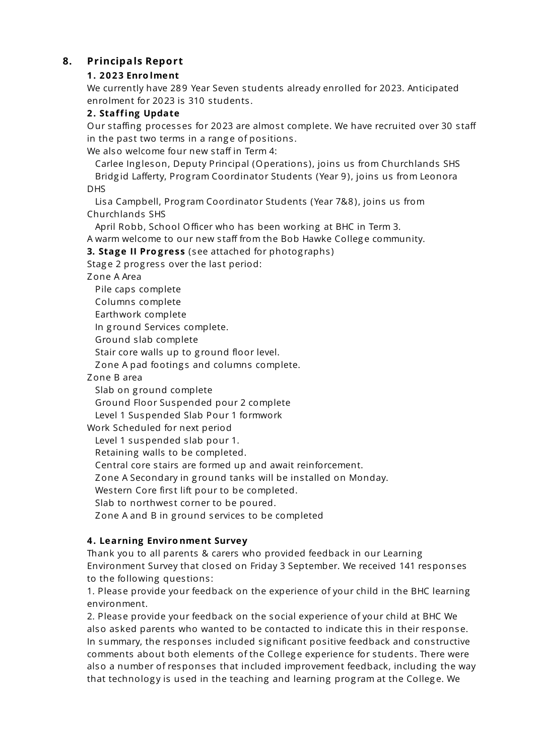## 8. Principals Report

**1. 2023 Enrolment**

We currently have 289 Year Seven students already enrolled for 2023. Anticipated enrolment for 2023 is 310 students.

**2. Staffing Update**

Our staffing processes for 2023 are almost complete. We have recruited over 30 staff in the past two terms in a range of positions.

We also welcome four new staff in Term 4:

- Carlee Ingleson, Deputy Principal (Operations), joins us from Churchlands SHS
- Bridgid Lafferty, Program Coordinator Students (Year 9), joins us from Leonora DHS
- Lisa Campbell, Program Coordinator Students (Year 7&8), joins us from Churchlands SHS
- April Robb, School Officer who has been working at BHC in Term 3.

A warm welcome to our new staff from the Bob Hawke College community.

**3. Stage II Progress** (see attached for photographs)

Stage 2 progress over the last period:

Zone A Area

- Pile caps complete
- Columns complete
- Earthwork complete
- In ground Services complete.
- Ground slab complete
- Stair core walls up to ground floor level.
- Zone A pad footings and columns complete.

Zone B area

- Slab on ground complete
- Ground Floor Suspended pour 2 complete
- Level 1 Suspended Slab Pour 1 formwork

Work Scheduled for next period

- Level 1 suspended slab pour 1.
- Retaining walls to be completed.
- Central core stairs are formed up and await reinforcement.
- Zone A Secondary in ground tanks will be installed on Monday.
- Western Core first lift pour to be completed.
- Slab to northwest corner to be poured.
- Zone A and B in ground services to be completed

**4. Learning Environment Survey**

Thank you to all parents & carers who provided feedback in our Learning Environment Survey that closed on Friday 3 September. We received 141 responses to the following questions:

1. Please provide your feedback on the experience of your child in the BHC learning environment.
2. Please provide your feedback on the social experience of your child at BHC We also asked parents who wanted to be contacted to indicate this in their response.

In summary, the responses included significant positive feedback and constructive comments about both elements of the College experience for students. There were also a number of responses that included improvement feedback, including the way that technology is used in the teaching and learning program at the College. We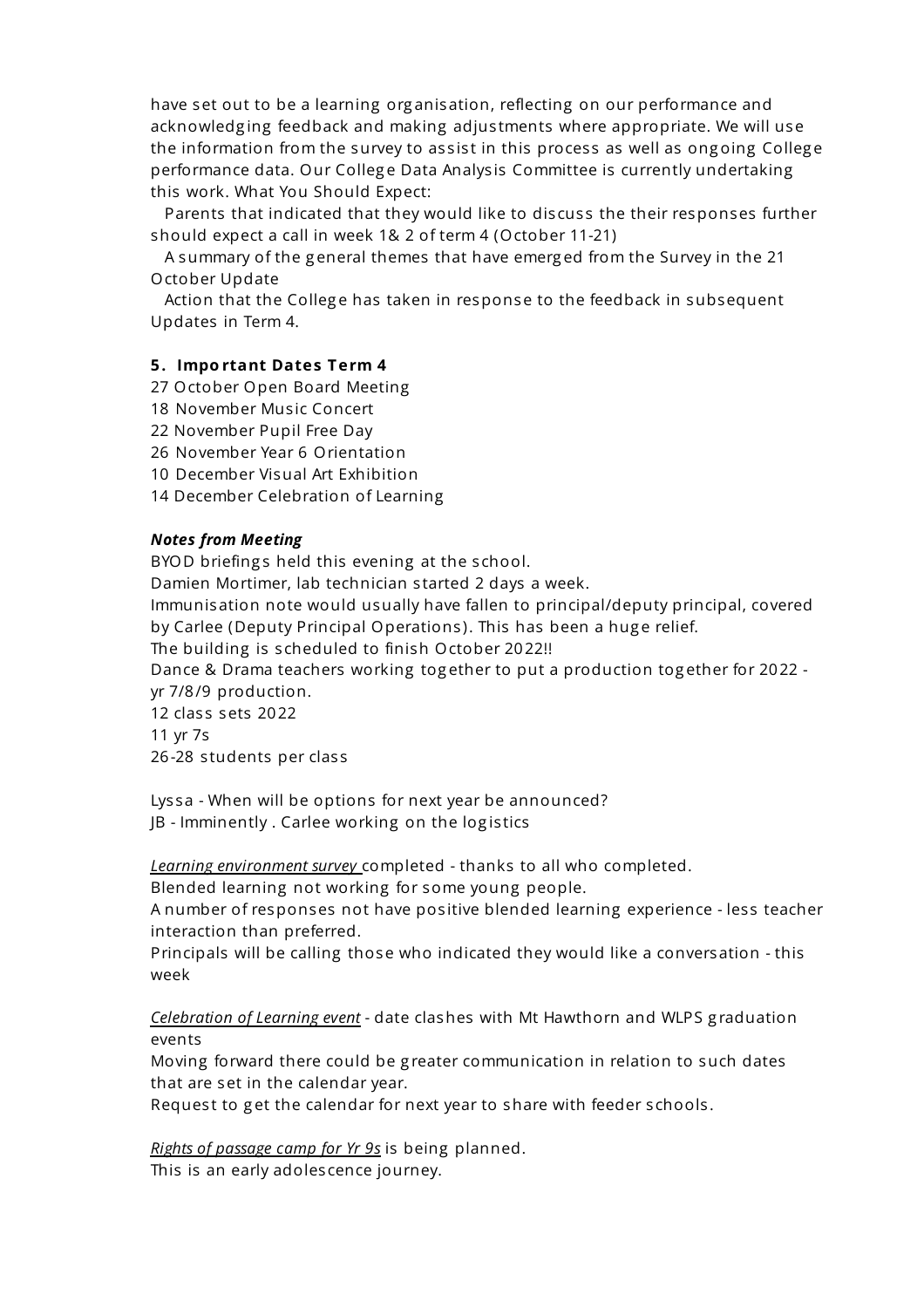have set out to be a learning organisation, reflecting on our performance and acknowledging feedback and making adjustments where appropriate. We will use the information from the survey to assist in this process as well as ongoing College performance data. Our College Data Analysis Committee is currently undertaking this work. What You Should Expect:

Parents that indicated that they would like to discuss the their responses further should expect a call in week 1& 2 of term 4 (October 11-21)

A summary of the general themes that have emerged from the Survey in the 21 October Update

Action that the College has taken in response to the feedback in subsequent Updates in Term 4.

**5. Important Dates Term 4**

27 October Open Board Meeting
18 November Music Concert
22 November Pupil Free Day
26 November Year 6 Orientation
10 December Visual Art Exhibition
14 December Celebration of Learning

***Notes from Meeting***

BYOD briefings held this evening at the school.
Damien Mortimer, lab technician started 2 days a week.
Immunisation note would usually have fallen to principal/deputy principal, covered by Carlee (Deputy Principal Operations). This has been a huge relief.
The building is scheduled to finish October 2022!!
Dance & Drama teachers working together to put a production together for 2022 - yr 7/8/9 production.
12 class sets 2022
11 yr 7s
26-28 students per class

Lyssa - When will be options for next year be announced?
JB - Imminently . Carlee working on the logistics

*Learning environment survey* completed - thanks to all who completed.
Blended learning not working for some young people.
A number of responses not have positive blended learning experience - less teacher interaction than preferred.
Principals will be calling those who indicated they would like a conversation - this week

*Celebration of Learning event* - date clashes with Mt Hawthorn and WLPS graduation events
Moving forward there could be greater communication in relation to such dates that are set in the calendar year.
Request to get the calendar for next year to share with feeder schools.

*Rights of passage camp for Yr 9s* is being planned.
This is an early adolescence journey.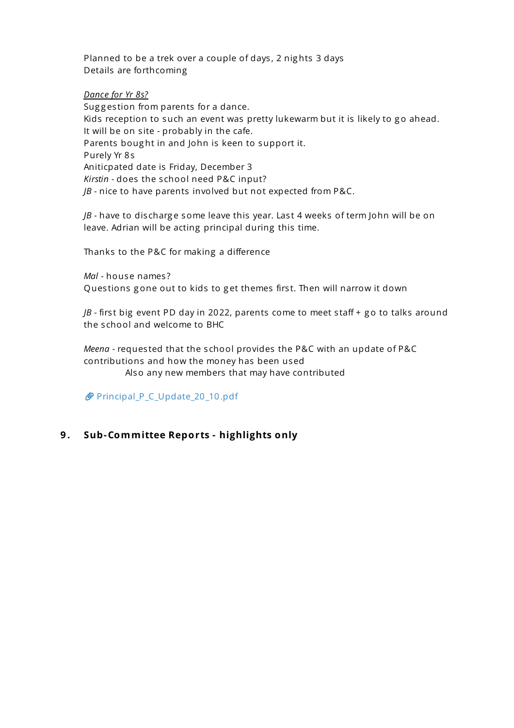Planned to be a trek over a couple of days, 2 nights 3 days
Details are forthcoming

*Dance for Yr 8s?*
Suggestion from parents for a dance.
Kids reception to such an event was pretty lukewarm but it is likely to go ahead.
It will be on site - probably in the cafe.
Parents bought in and John is keen to support it.
Purely Yr 8s
Aniticpated date is Friday, December 3
*Kirstin* - does the school need P&C input?
*JB* - nice to have parents involved but not expected from P&C.

*JB* - have to discharge some leave this year. Last 4 weeks of term John will be on leave. Adrian will be acting principal during this time.

Thanks to the P&C for making a difference

*Mal* - house names?
Questions gone out to kids to get themes first. Then will narrow it down

*JB* - first big event PD day in 2022, parents come to meet staff + go to talks around the school and welcome to BHC

*Meena* - requested that the school provides the P&C with an update of P&C contributions and how the money has been used
Also any new members that may have contributed

Principal_P_C_Update_20_10.pdf

## 9. Sub-Committee Reports - highlights only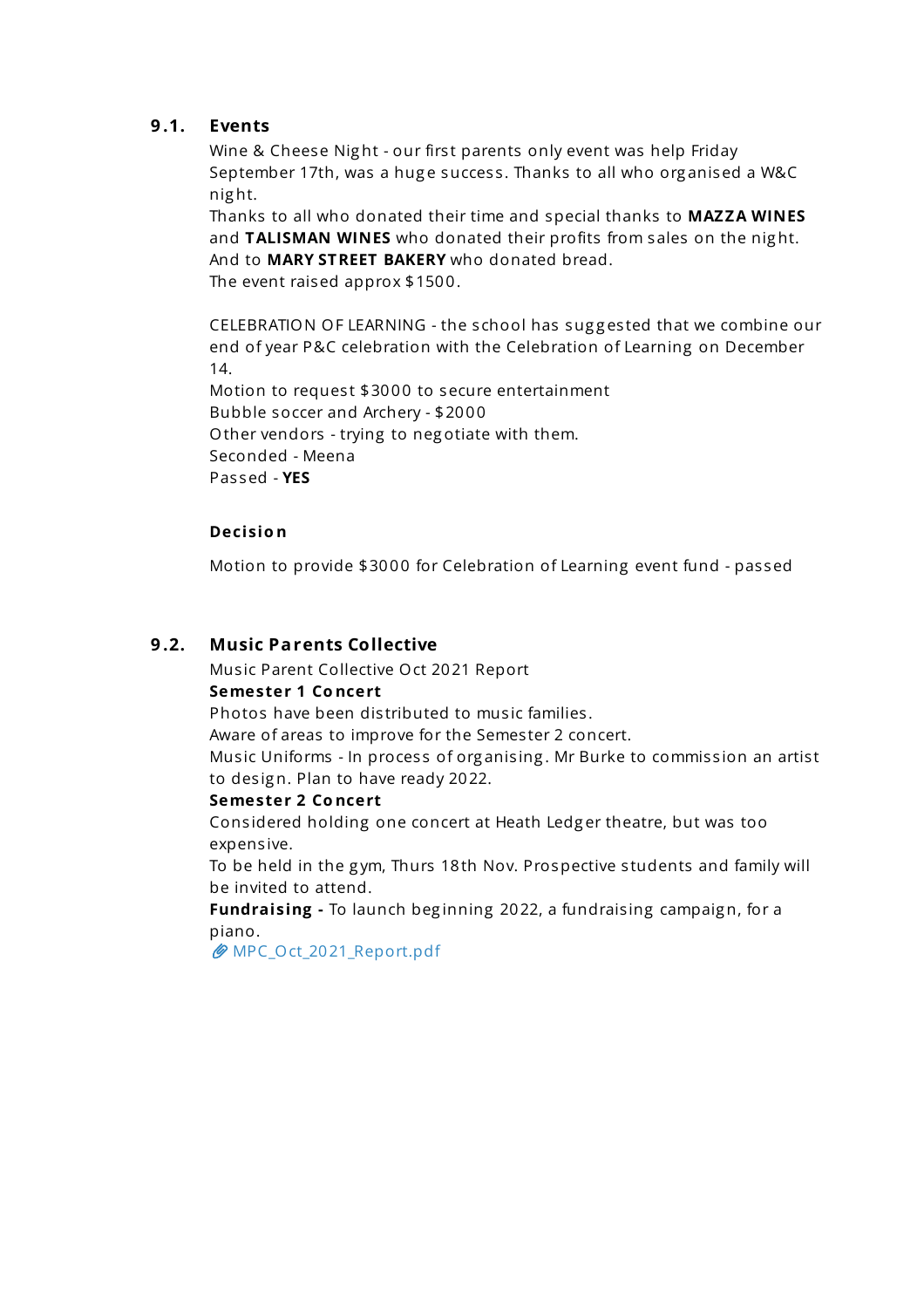### 9.1. Events

Wine & Cheese Night - our first parents only event was help Friday September 17th, was a huge success. Thanks to all who organised a W&C night.
Thanks to all who donated their time and special thanks to **MAZZA WINES** and **TALISMAN WINES** who donated their profits from sales on the night.
And to **MARY STREET BAKERY** who donated bread.
The event raised approx $1500.

CELEBRATION OF LEARNING - the school has suggested that we combine our end of year P&C celebration with the Celebration of Learning on December 14.
Motion to request $3000 to secure entertainment
Bubble soccer and Archery - $2000
Other vendors - trying to negotiate with them.
Seconded - Meena
Passed - **YES**

**Decision**

Motion to provide $3000 for Celebration of Learning event fund - passed

### 9.2. Music Parents Collective

Music Parent Collective Oct 2021 Report
**Semester 1 Concert**
Photos have been distributed to music families.
Aware of areas to improve for the Semester 2 concert.
Music Uniforms - In process of organising. Mr Burke to commission an artist to design. Plan to have ready 2022.
**Semester 2 Concert**
Considered holding one concert at Heath Ledger theatre, but was too expensive.
To be held in the gym, Thurs 18th Nov. Prospective students and family will be invited to attend.
**Fundraising -** To launch beginning 2022, a fundraising campaign, for a piano.
MPC_Oct_2021_Report.pdf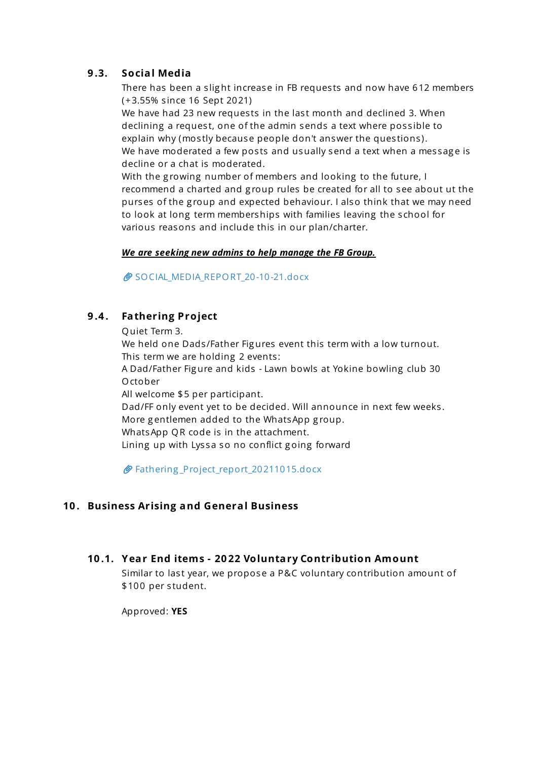### 9.3. Social Media

There has been a slight increase in FB requests and now have 612 members (+3.55% since 16 Sept 2021)
We have had 23 new requests in the last month and declined 3. When declining a request, one of the admin sends a text where possible to explain why (mostly because people don't answer the questions).
We have moderated a few posts and usually send a text when a message is decline or a chat is moderated.
With the growing number of members and looking to the future, I recommend a charted and group rules be created for all to see about ut the purses of the group and expected behaviour. I also think that we may need to look at long term memberships with families leaving the school for various reasons and include this in our plan/charter.

***We are seeking new admins to help manage the FB Group.***

SOCIAL_MEDIA_REPORT_20-10-21.docx

### 9.4. Fathering Project

Quiet Term 3.
We held one Dads/Father Figures event this term with a low turnout.
This term we are holding 2 events:
A Dad/Father Figure and kids - Lawn bowls at Yokine bowling club 30 October
All welcome $5 per participant.
Dad/FF only event yet to be decided. Will announce in next few weeks.
More gentlemen added to the WhatsApp group.
WhatsApp QR code is in the attachment.
Lining up with Lyssa so no conflict going forward

Fathering_Project_report_20211015.docx

## 10. Business Arising and General Business

### 10.1. Year End items - 2022 Voluntary Contribution Amount

Similar to last year, we propose a P&C voluntary contribution amount of $100 per student.

Approved: **YES**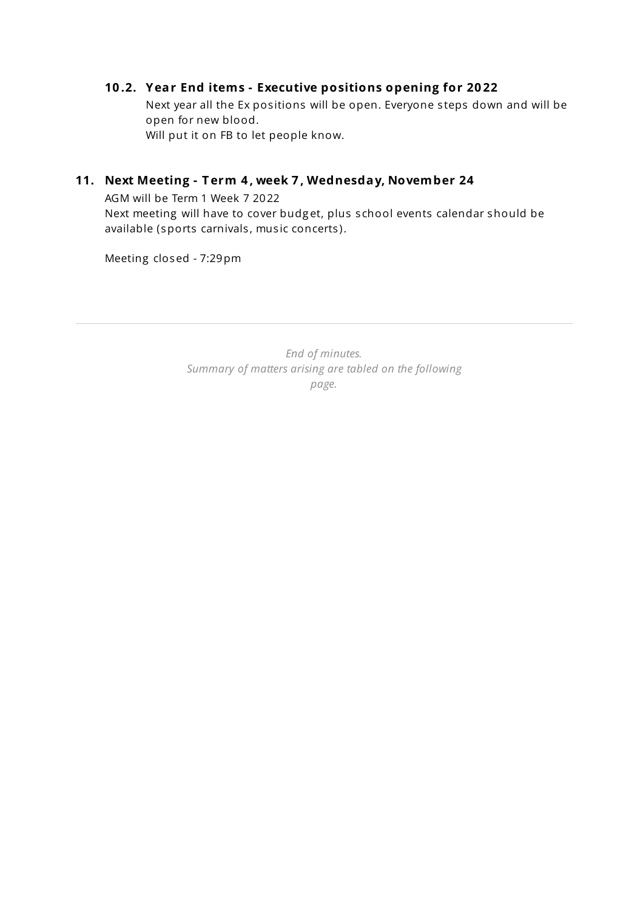### 10.2. Year End items - Executive positions opening for 2022

Next year all the Ex positions will be open. Everyone steps down and will be open for new blood.
Will put it on FB to let people know.

## 11. Next Meeting - Term 4, week 7, Wednesday, November 24

AGM will be Term 1 Week 7 2022
Next meeting will have to cover budget, plus school events calendar should be available (sports carnivals, music concerts).

Meeting closed - 7:29pm

---

*End of minutes.*
*Summary of matters arising are tabled on the following page.*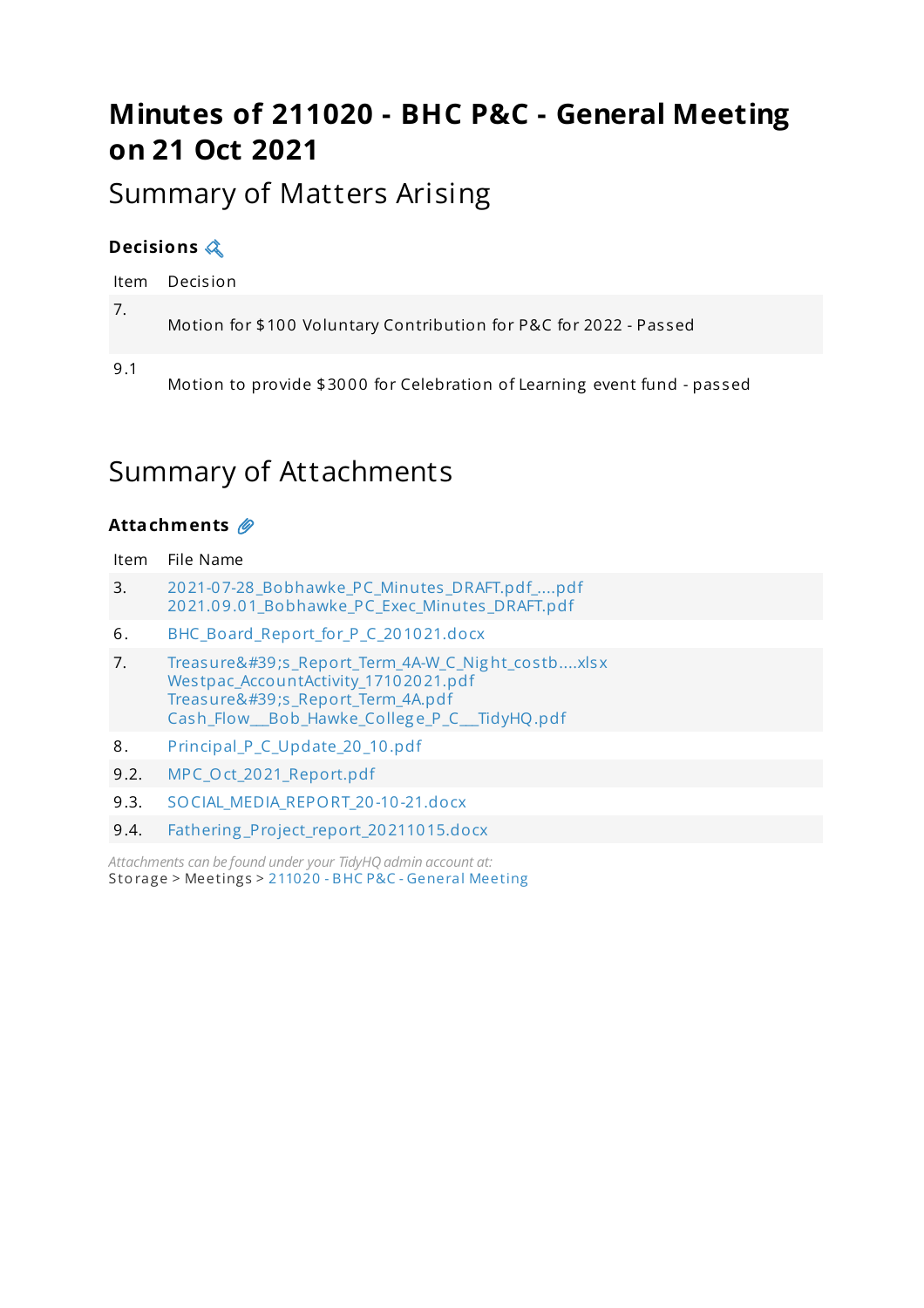# Minutes of 211020 - BHC P&C - General Meeting on 21 Oct 2021

## Summary of Matters Arising

### Decisions

| Item | Decision |
|---|---|
| 7. | Motion for $100 Voluntary Contribution for P&C for 2022 - Passed |
| 9.1 | Motion to provide $3000 for Celebration of Learning event fund - passed |

## Summary of Attachments

### Attachments

| Item | File Name |
|---|---|
| 3. | 2021-07-28_Bobhawke_PC_Minutes_DRAFT.pdf_....pdf<br>2021.09.01_Bobhawke_PC_Exec_Minutes_DRAFT.pdf |
| 6. | BHC_Board_Report_for_P_C_201021.docx |
| 7. | Treasure&#39;s_Report_Term_4A-W_C_Night_costb....xlsx<br>Westpac_AccountActivity_17102021.pdf<br>Treasure&#39;s_Report_Term_4A.pdf<br>Cash_Flow__Bob_Hawke_College_P_C__TidyHQ.pdf |
| 8. | Principal_P_C_Update_20_10.pdf |
| 9.2. | MPC_Oct_2021_Report.pdf |
| 9.3. | SOCIAL_MEDIA_REPORT_20-10-21.docx |
| 9.4. | Fathering_Project_report_20211015.docx |

*Attachments can be found under your TidyHQ admin account at:*
Storage > Meetings > 211020 - BHC P&C - General Meeting